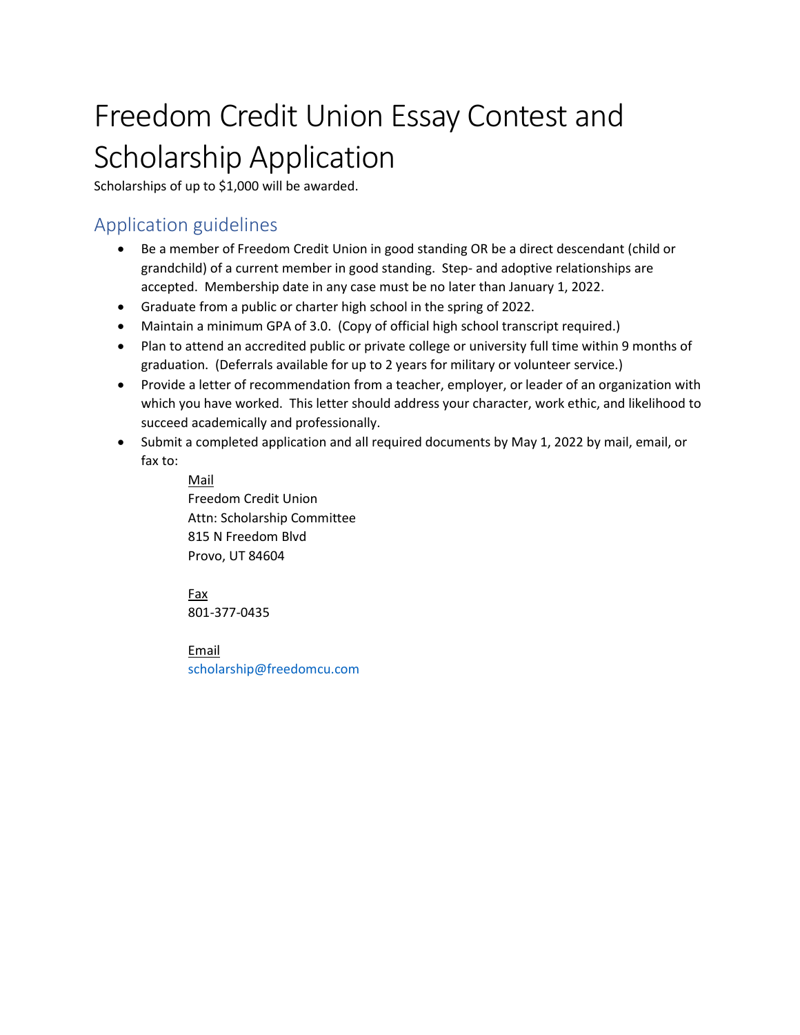# Freedom Credit Union Essay Contest and Scholarship Application

Scholarships of up to $1,000 will be awarded.

## Application guidelines

- Be a member of Freedom Credit Union in good standing OR be a direct descendant (child or grandchild) of a current member in good standing. Step- and adoptive relationships are accepted. Membership date in any case must be no later than January 1, 2022.
- Graduate from a public or charter high school in the spring of 2022.
- Maintain a minimum GPA of 3.0. (Copy of official high school transcript required.)
- Plan to attend an accredited public or private college or university full time within 9 months of graduation. (Deferrals available for up to 2 years for military or volunteer service.)
- Provide a letter of recommendation from a teacher, employer, or leader of an organization with which you have worked. This letter should address your character, work ethic, and likelihood to succeed academically and professionally.
- Submit a completed application and all required documents by May 1, 2022 by mail, email, or fax to:

  Mail
  Freedom Credit Union
  Attn: Scholarship Committee
  815 N Freedom Blvd
  Provo, UT 84604

  Fax
  801-377-0435

  Email
  scholarship@freedomcu.com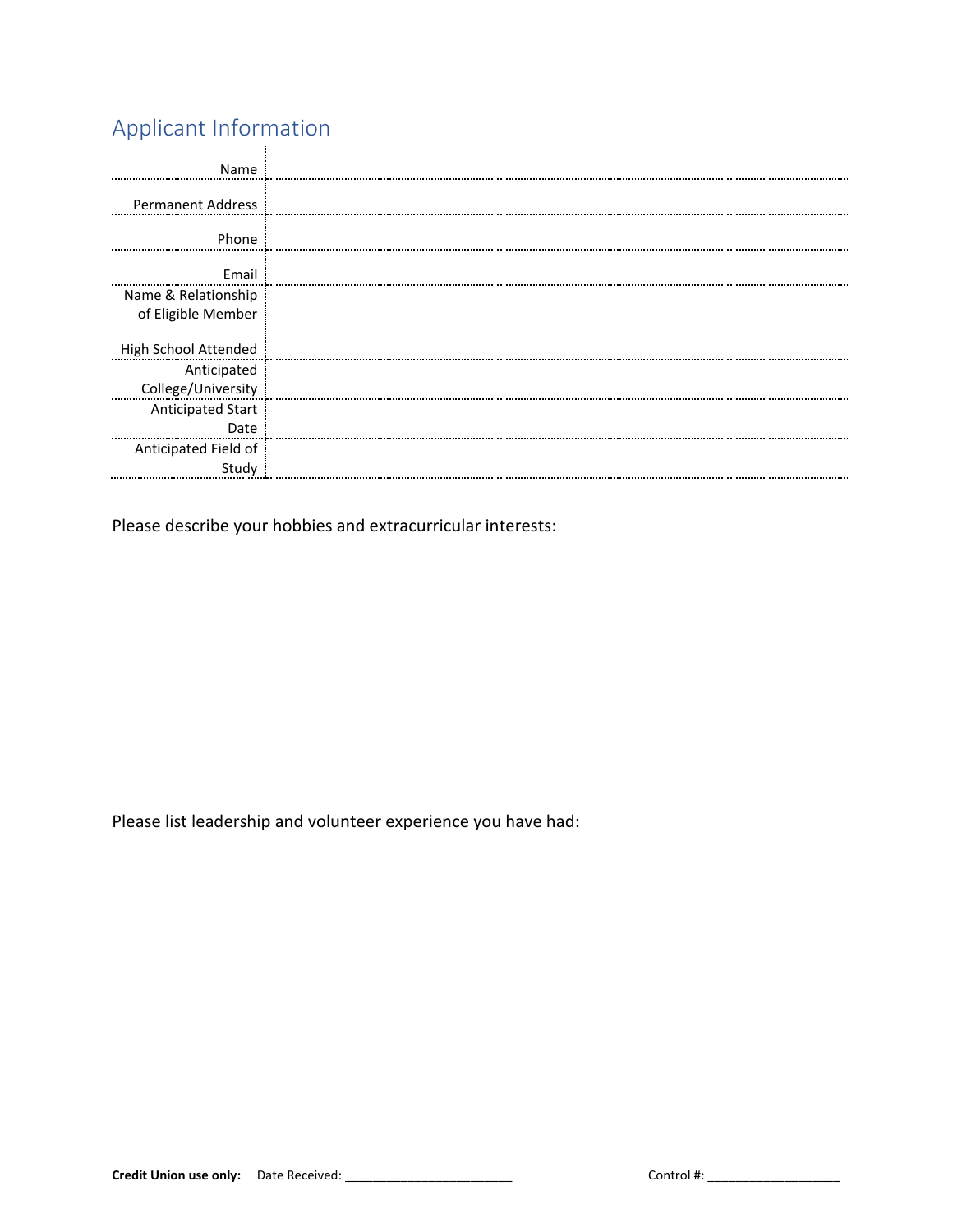## Applicant Information

| | |
|---|---|
| Name | |
| Permanent Address | |
| Phone | |
| Email | |
| Name & Relationship of Eligible Member | |
| High School Attended | |
| Anticipated College/University | |
| Anticipated Start Date | |
| Anticipated Field of Study | |

Please describe your hobbies and extracurricular interests:

Please list leadership and volunteer experience you have had:

**Credit Union use only:** Date Received: ________________________ Control #: ___________________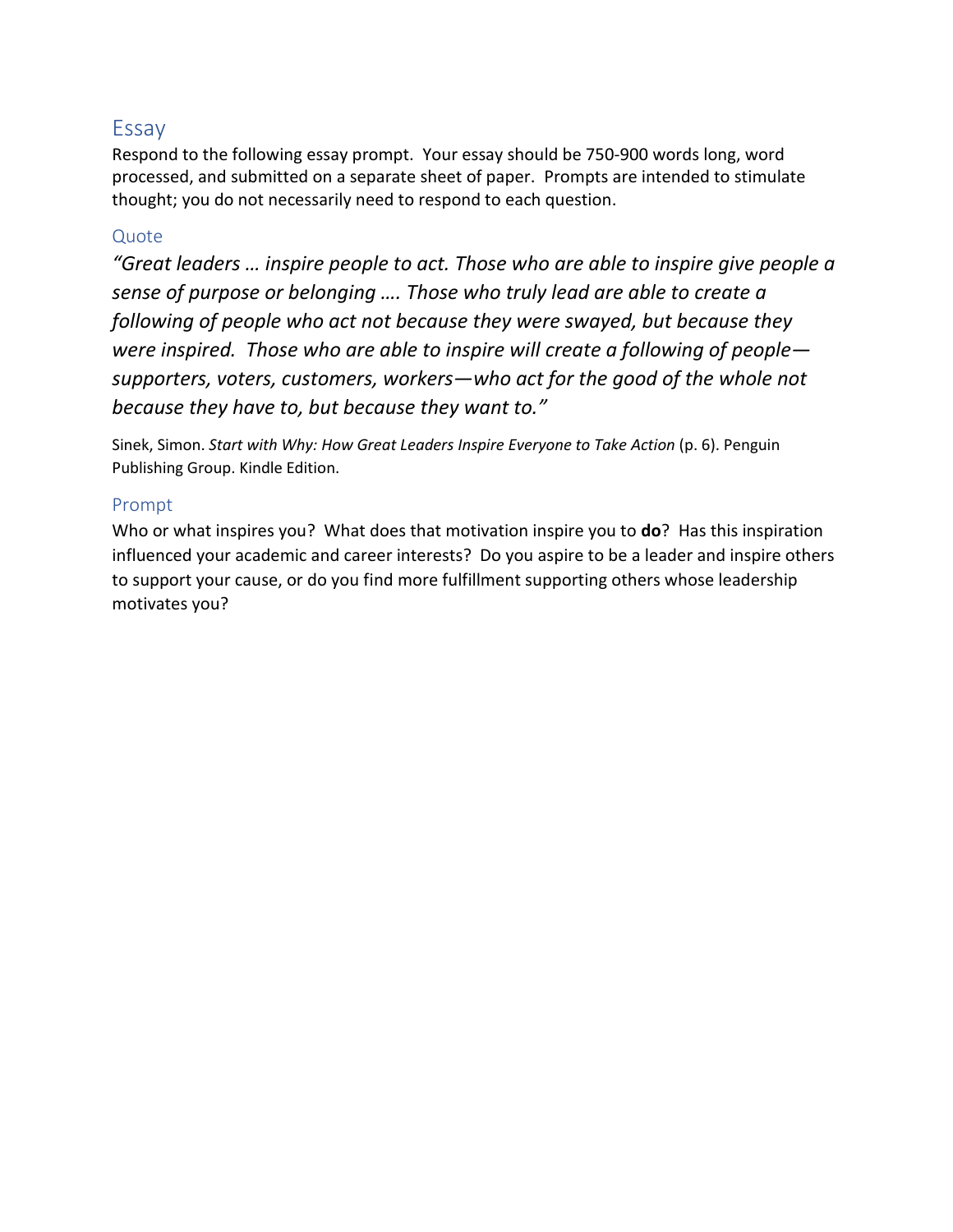## Essay

Respond to the following essay prompt. Your essay should be 750-900 words long, word processed, and submitted on a separate sheet of paper. Prompts are intended to stimulate thought; you do not necessarily need to respond to each question.

### Quote

*"Great leaders … inspire people to act. Those who are able to inspire give people a sense of purpose or belonging …. Those who truly lead are able to create a following of people who act not because they were swayed, but because they were inspired. Those who are able to inspire will create a following of people—supporters, voters, customers, workers—who act for the good of the whole not because they have to, but because they want to."*

Sinek, Simon. *Start with Why: How Great Leaders Inspire Everyone to Take Action* (p. 6). Penguin Publishing Group. Kindle Edition.

### Prompt

Who or what inspires you? What does that motivation inspire you to **do**? Has this inspiration influenced your academic and career interests? Do you aspire to be a leader and inspire others to support your cause, or do you find more fulfillment supporting others whose leadership motivates you?